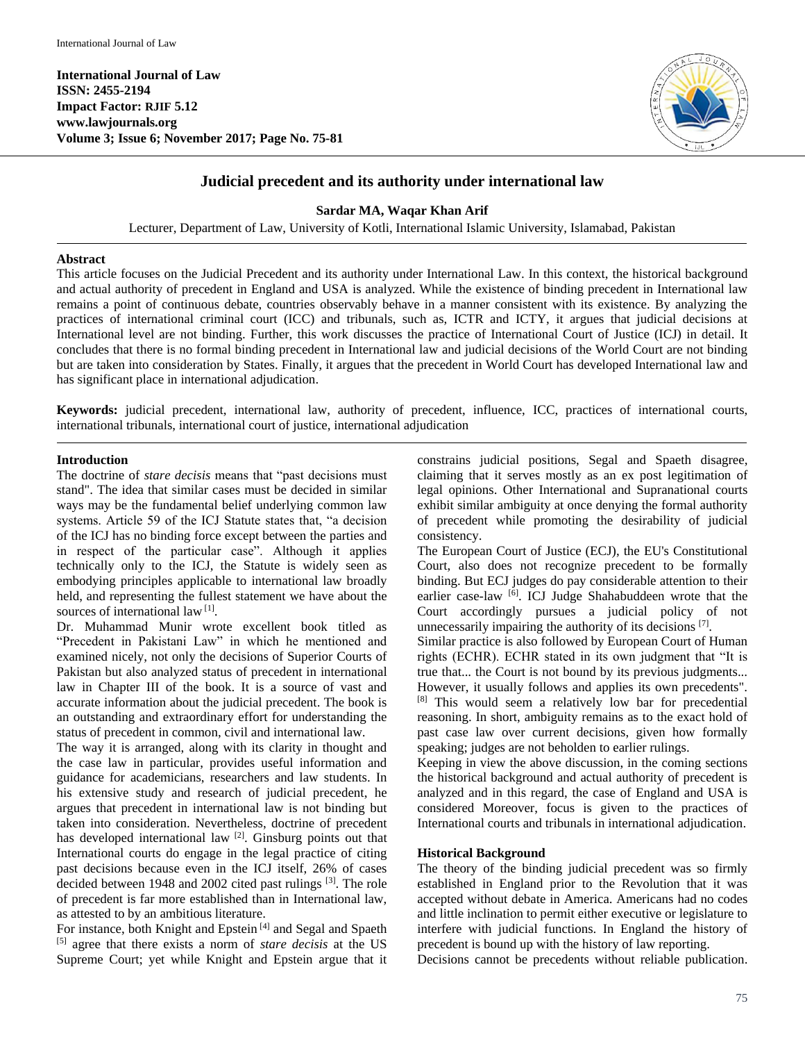**International Journal of Law**
**ISSN: 2455-2194**
**Impact Factor: RJIF 5.12**
**www.lawjournals.org**
**Volume 3; Issue 6; November 2017; Page No. 75-81**

# Judicial precedent and its authority under international law

**Sardar MA, Waqar Khan Arif**

Lecturer, Department of Law, University of Kotli, International Islamic University, Islamabad, Pakistan

## Abstract

This article focuses on the Judicial Precedent and its authority under International Law. In this context, the historical background and actual authority of precedent in England and USA is analyzed. While the existence of binding precedent in International law remains a point of continuous debate, countries observably behave in a manner consistent with its existence. By analyzing the practices of international criminal court (ICC) and tribunals, such as, ICTR and ICTY, it argues that judicial decisions at International level are not binding. Further, this work discusses the practice of International Court of Justice (ICJ) in detail. It concludes that there is no formal binding precedent in International law and judicial decisions of the World Court are not binding but are taken into consideration by States. Finally, it argues that the precedent in World Court has developed International law and has significant place in international adjudication.

**Keywords:** judicial precedent, international law, authority of precedent, influence, ICC, practices of international courts, international tribunals, international court of justice, international adjudication

## Introduction

The doctrine of *stare decisis* means that "past decisions must stand". The idea that similar cases must be decided in similar ways may be the fundamental belief underlying common law systems. Article 59 of the ICJ Statute states that, "a decision of the ICJ has no binding force except between the parties and in respect of the particular case". Although it applies technically only to the ICJ, the Statute is widely seen as embodying principles applicable to international law broadly held, and representing the fullest statement we have about the sources of international law [1].

Dr. Muhammad Munir wrote excellent book titled as "Precedent in Pakistani Law" in which he mentioned and examined nicely, not only the decisions of Superior Courts of Pakistan but also analyzed status of precedent in international law in Chapter III of the book. It is a source of vast and accurate information about the judicial precedent. The book is an outstanding and extraordinary effort for understanding the status of precedent in common, civil and international law.

The way it is arranged, along with its clarity in thought and the case law in particular, provides useful information and guidance for academicians, researchers and law students. In his extensive study and research of judicial precedent, he argues that precedent in international law is not binding but taken into consideration. Nevertheless, doctrine of precedent has developed international law [2]. Ginsburg points out that International courts do engage in the legal practice of citing past decisions because even in the ICJ itself, 26% of cases decided between 1948 and 2002 cited past rulings [3]. The role of precedent is far more established than in International law, as attested to by an ambitious literature.

For instance, both Knight and Epstein [4] and Segal and Spaeth [5] agree that there exists a norm of *stare decisis* at the US Supreme Court; yet while Knight and Epstein argue that it constrains judicial positions, Segal and Spaeth disagree, claiming that it serves mostly as an ex post legitimation of legal opinions. Other International and Supranational courts exhibit similar ambiguity at once denying the formal authority of precedent while promoting the desirability of judicial consistency.

The European Court of Justice (ECJ), the EU's Constitutional Court, also does not recognize precedent to be formally binding. But ECJ judges do pay considerable attention to their earlier case-law [6]. ICJ Judge Shahabuddeen wrote that the Court accordingly pursues a judicial policy of not unnecessarily impairing the authority of its decisions [7].

Similar practice is also followed by European Court of Human rights (ECHR). ECHR stated in its own judgment that "It is true that... the Court is not bound by its previous judgments... However, it usually follows and applies its own precedents". [8] This would seem a relatively low bar for precedential reasoning. In short, ambiguity remains as to the exact hold of past case law over current decisions, given how formally speaking; judges are not beholden to earlier rulings.

Keeping in view the above discussion, in the coming sections the historical background and actual authority of precedent is analyzed and in this regard, the case of England and USA is considered Moreover, focus is given to the practices of International courts and tribunals in international adjudication.

## Historical Background

The theory of the binding judicial precedent was so firmly established in England prior to the Revolution that it was accepted without debate in America. Americans had no codes and little inclination to permit either executive or legislature to interfere with judicial functions. In England the history of precedent is bound up with the history of law reporting.

Decisions cannot be precedents without reliable publication.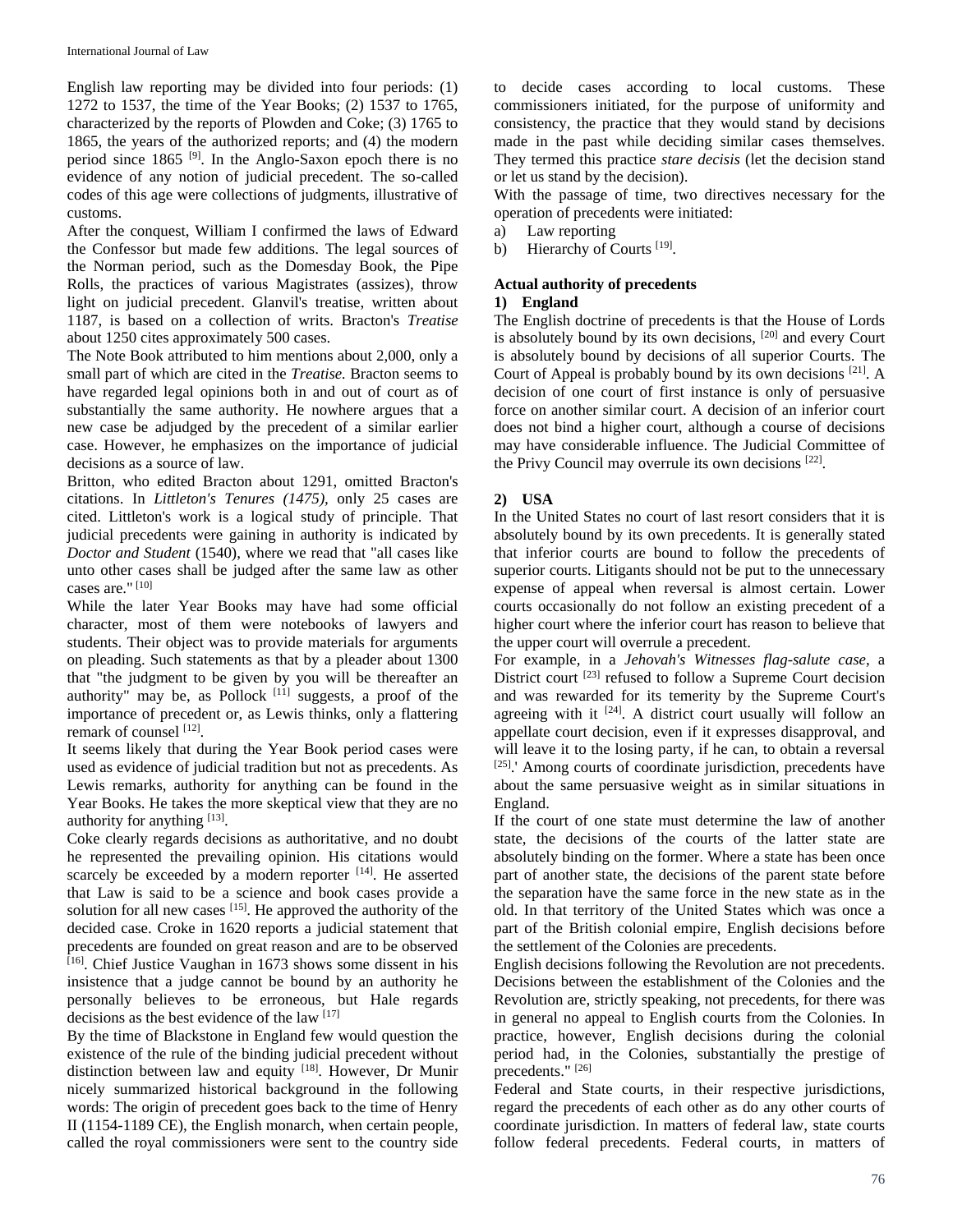English law reporting may be divided into four periods: (1) 1272 to 1537, the time of the Year Books; (2) 1537 to 1765, characterized by the reports of Plowden and Coke; (3) 1765 to 1865, the years of the authorized reports; and (4) the modern period since 1865 [9]. In the Anglo-Saxon epoch there is no evidence of any notion of judicial precedent. The so-called codes of this age were collections of judgments, illustrative of customs.

After the conquest, William I confirmed the laws of Edward the Confessor but made few additions. The legal sources of the Norman period, such as the Domesday Book, the Pipe Rolls, the practices of various Magistrates (assizes), throw light on judicial precedent. Glanvil's treatise, written about 1187, is based on a collection of writs. Bracton's *Treatise* about 1250 cites approximately 500 cases.

The Note Book attributed to him mentions about 2,000, only a small part of which are cited in the *Treatise.* Bracton seems to have regarded legal opinions both in and out of court as of substantially the same authority. He nowhere argues that a new case be adjudged by the precedent of a similar earlier case. However, he emphasizes on the importance of judicial decisions as a source of law.

Britton, who edited Bracton about 1291, omitted Bracton's citations. In *Littleton's Tenures (1475),* only 25 cases are cited. Littleton's work is a logical study of principle. That judicial precedents were gaining in authority is indicated by *Doctor and Student* (1540), where we read that "all cases like unto other cases shall be judged after the same law as other cases are." [10]

While the later Year Books may have had some official character, most of them were notebooks of lawyers and students. Their object was to provide materials for arguments on pleading. Such statements as that by a pleader about 1300 that "the judgment to be given by you will be thereafter an authority" may be, as Pollock [11] suggests, a proof of the importance of precedent or, as Lewis thinks, only a flattering remark of counsel [12].

It seems likely that during the Year Book period cases were used as evidence of judicial tradition but not as precedents. As Lewis remarks, authority for anything can be found in the Year Books. He takes the more skeptical view that they are no authority for anything [13].

Coke clearly regards decisions as authoritative, and no doubt he represented the prevailing opinion. His citations would scarcely be exceeded by a modern reporter [14]. He asserted that Law is said to be a science and book cases provide a solution for all new cases [15]. He approved the authority of the decided case. Croke in 1620 reports a judicial statement that precedents are founded on great reason and are to be observed [16]. Chief Justice Vaughan in 1673 shows some dissent in his insistence that a judge cannot be bound by an authority he personally believes to be erroneous, but Hale regards decisions as the best evidence of the law [17]

By the time of Blackstone in England few would question the existence of the rule of the binding judicial precedent without distinction between law and equity [18]. However, Dr Munir nicely summarized historical background in the following words: The origin of precedent goes back to the time of Henry II (1154-1189 CE), the English monarch, when certain people, called the royal commissioners were sent to the country side to decide cases according to local customs. These commissioners initiated, for the purpose of uniformity and consistency, the practice that they would stand by decisions made in the past while deciding similar cases themselves. They termed this practice *stare decisis* (let the decision stand or let us stand by the decision).

With the passage of time, two directives necessary for the operation of precedents were initiated:

a) Law reporting
b) Hierarchy of Courts [19].

**Actual authority of precedents**

**1) England**

The English doctrine of precedents is that the House of Lords is absolutely bound by its own decisions, [20] and every Court is absolutely bound by decisions of all superior Courts. The Court of Appeal is probably bound by its own decisions [21]. A decision of one court of first instance is only of persuasive force on another similar court. A decision of an inferior court does not bind a higher court, although a course of decisions may have considerable influence. The Judicial Committee of the Privy Council may overrule its own decisions [22].

**2) USA**

In the United States no court of last resort considers that it is absolutely bound by its own precedents. It is generally stated that inferior courts are bound to follow the precedents of superior courts. Litigants should not be put to the unnecessary expense of appeal when reversal is almost certain. Lower courts occasionally do not follow an existing precedent of a higher court where the inferior court has reason to believe that the upper court will overrule a precedent.

For example, in a *Jehovah's Witnesses flag-salute case*, a District court [23] refused to follow a Supreme Court decision and was rewarded for its temerity by the Supreme Court's agreeing with it [24]. A district court usually will follow an appellate court decision, even if it expresses disapproval, and will leave it to the losing party, if he can, to obtain a reversal [25].' Among courts of coordinate jurisdiction, precedents have about the same persuasive weight as in similar situations in England.

If the court of one state must determine the law of another state, the decisions of the courts of the latter state are absolutely binding on the former. Where a state has been once part of another state, the decisions of the parent state before the separation have the same force in the new state as in the old. In that territory of the United States which was once a part of the British colonial empire, English decisions before the settlement of the Colonies are precedents.

English decisions following the Revolution are not precedents. Decisions between the establishment of the Colonies and the Revolution are, strictly speaking, not precedents, for there was in general no appeal to English courts from the Colonies. In practice, however, English decisions during the colonial period had, in the Colonies, substantially the prestige of precedents." [26]

Federal and State courts, in their respective jurisdictions, regard the precedents of each other as do any other courts of coordinate jurisdiction. In matters of federal law, state courts follow federal precedents. Federal courts, in matters of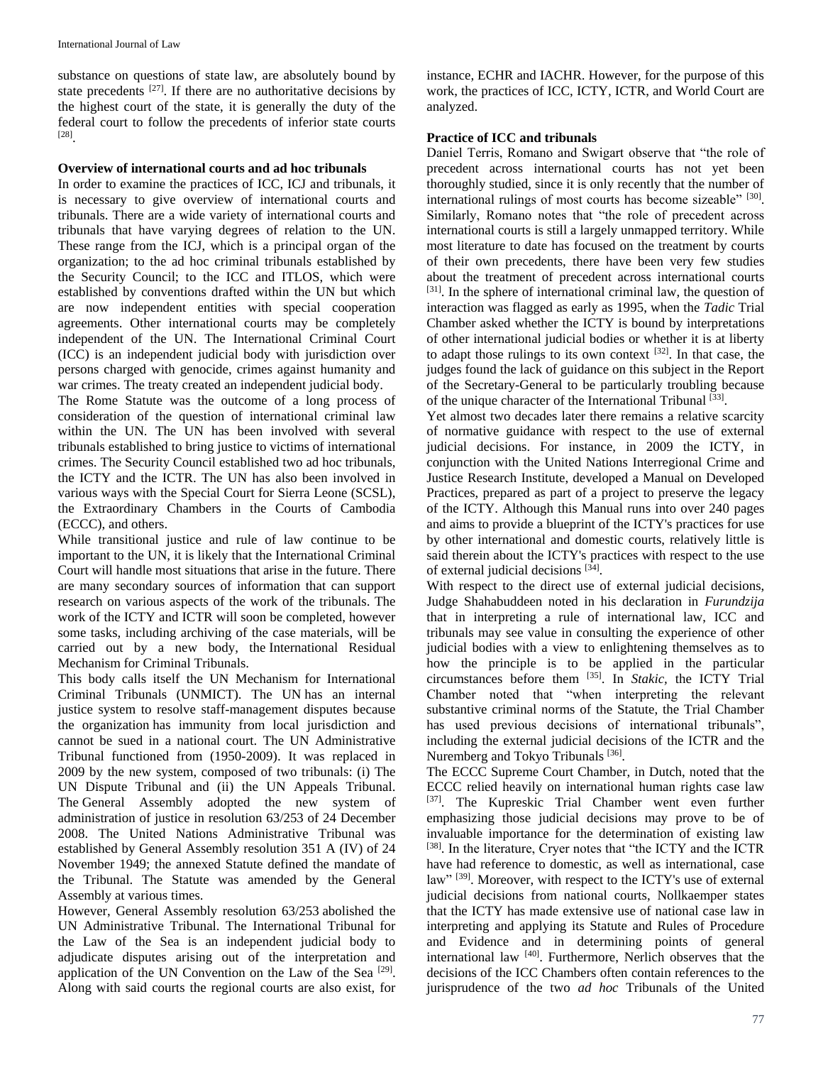substance on questions of state law, are absolutely bound by state precedents [27]. If there are no authoritative decisions by the highest court of the state, it is generally the duty of the federal court to follow the precedents of inferior state courts [28].

**Overview of international courts and ad hoc tribunals**

In order to examine the practices of ICC, ICJ and tribunals, it is necessary to give overview of international courts and tribunals. There are a wide variety of international courts and tribunals that have varying degrees of relation to the UN. These range from the ICJ, which is a principal organ of the organization; to the ad hoc criminal tribunals established by the Security Council; to the ICC and ITLOS, which were established by conventions drafted within the UN but which are now independent entities with special cooperation agreements. Other international courts may be completely independent of the UN. The International Criminal Court (ICC) is an independent judicial body with jurisdiction over persons charged with genocide, crimes against humanity and war crimes. The treaty created an independent judicial body.

The Rome Statute was the outcome of a long process of consideration of the question of international criminal law within the UN. The UN has been involved with several tribunals established to bring justice to victims of international crimes. The Security Council established two ad hoc tribunals, the ICTY and the ICTR. The UN has also been involved in various ways with the Special Court for Sierra Leone (SCSL), the Extraordinary Chambers in the Courts of Cambodia (ECCC), and others.

While transitional justice and rule of law continue to be important to the UN, it is likely that the International Criminal Court will handle most situations that arise in the future. There are many secondary sources of information that can support research on various aspects of the work of the tribunals. The work of the ICTY and ICTR will soon be completed, however some tasks, including archiving of the case materials, will be carried out by a new body, the International Residual Mechanism for Criminal Tribunals.

This body calls itself the UN Mechanism for International Criminal Tribunals (UNMICT). The UN has an internal justice system to resolve staff-management disputes because the organization has immunity from local jurisdiction and cannot be sued in a national court. The UN Administrative Tribunal functioned from (1950-2009). It was replaced in 2009 by the new system, composed of two tribunals: (i) The UN Dispute Tribunal and (ii) the UN Appeals Tribunal. The General Assembly adopted the new system of administration of justice in resolution 63/253 of 24 December 2008. The United Nations Administrative Tribunal was established by General Assembly resolution 351 A (IV) of 24 November 1949; the annexed Statute defined the mandate of the Tribunal. The Statute was amended by the General Assembly at various times.

However, General Assembly resolution 63/253 abolished the UN Administrative Tribunal. The International Tribunal for the Law of the Sea is an independent judicial body to adjudicate disputes arising out of the interpretation and application of the UN Convention on the Law of the Sea [29]. Along with said courts the regional courts are also exist, for instance, ECHR and IACHR. However, for the purpose of this work, the practices of ICC, ICTY, ICTR, and World Court are analyzed.

**Practice of ICC and tribunals**

Daniel Terris, Romano and Swigart observe that "the role of precedent across international courts has not yet been thoroughly studied, since it is only recently that the number of international rulings of most courts has become sizeable" [30]. Similarly, Romano notes that "the role of precedent across international courts is still a largely unmapped territory. While most literature to date has focused on the treatment by courts of their own precedents, there have been very few studies about the treatment of precedent across international courts [31]. In the sphere of international criminal law, the question of interaction was flagged as early as 1995, when the *Tadic* Trial Chamber asked whether the ICTY is bound by interpretations of other international judicial bodies or whether it is at liberty to adapt those rulings to its own context [32]. In that case, the judges found the lack of guidance on this subject in the Report of the Secretary-General to be particularly troubling because of the unique character of the International Tribunal [33].

Yet almost two decades later there remains a relative scarcity of normative guidance with respect to the use of external judicial decisions. For instance, in 2009 the ICTY, in conjunction with the United Nations Interregional Crime and Justice Research Institute, developed a Manual on Developed Practices, prepared as part of a project to preserve the legacy of the ICTY. Although this Manual runs into over 240 pages and aims to provide a blueprint of the ICTY's practices for use by other international and domestic courts, relatively little is said therein about the ICTY's practices with respect to the use of external judicial decisions [34].

With respect to the direct use of external judicial decisions, Judge Shahabuddeen noted in his declaration in *Furundzija* that in interpreting a rule of international law, ICC and tribunals may see value in consulting the experience of other judicial bodies with a view to enlightening themselves as to how the principle is to be applied in the particular circumstances before them [35]. In *Stakic*, the ICTY Trial Chamber noted that "when interpreting the relevant substantive criminal norms of the Statute, the Trial Chamber has used previous decisions of international tribunals", including the external judicial decisions of the ICTR and the Nuremberg and Tokyo Tribunals [36].

The ECCC Supreme Court Chamber, in Dutch, noted that the ECCC relied heavily on international human rights case law [37]. The Kupreskic Trial Chamber went even further emphasizing those judicial decisions may prove to be of invaluable importance for the determination of existing law [38]. In the literature, Cryer notes that "the ICTY and the ICTR have had reference to domestic, as well as international, case law" [39]. Moreover, with respect to the ICTY's use of external judicial decisions from national courts, Nollkaemper states that the ICTY has made extensive use of national case law in interpreting and applying its Statute and Rules of Procedure and Evidence and in determining points of general international law [40]. Furthermore, Nerlich observes that the decisions of the ICC Chambers often contain references to the jurisprudence of the two *ad hoc* Tribunals of the United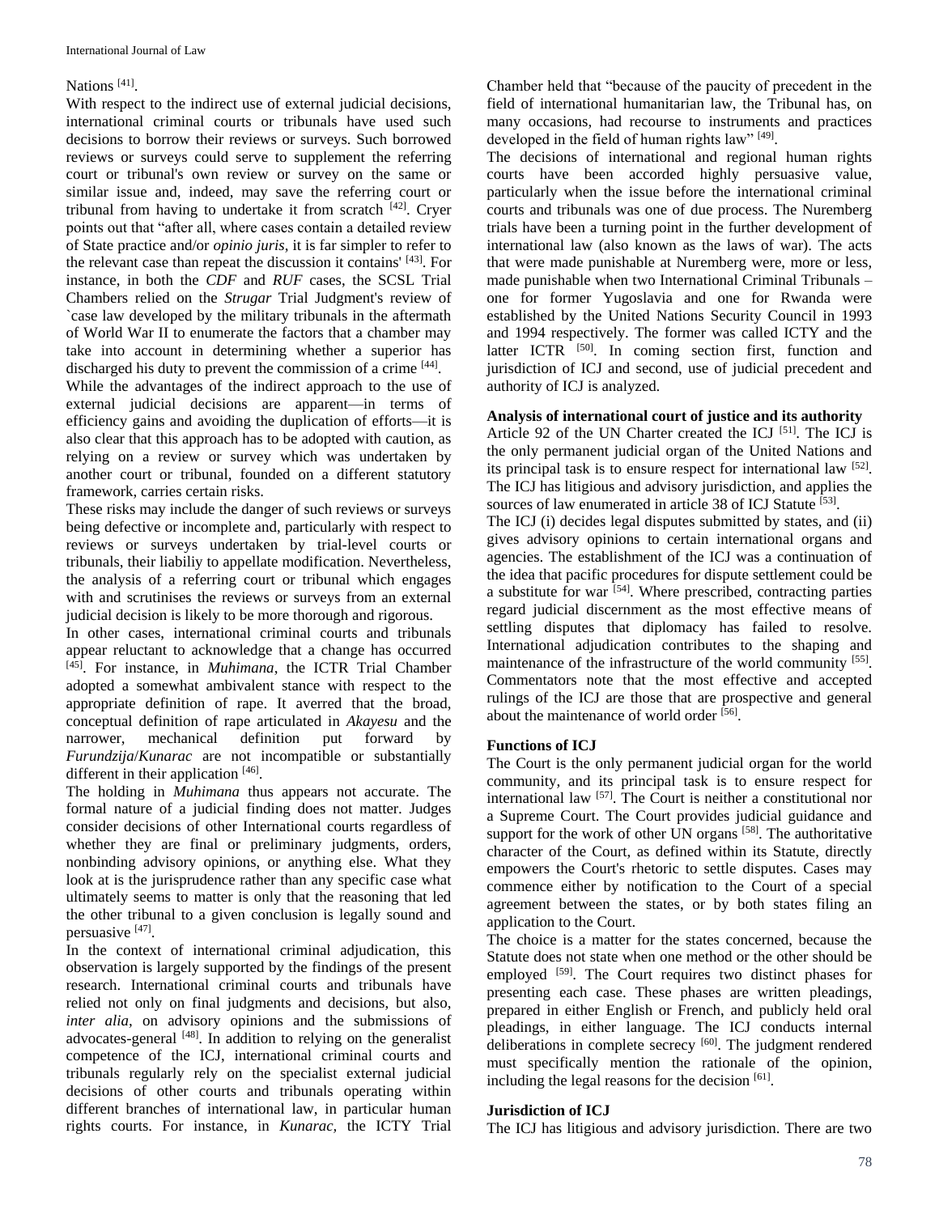Nations [41].

With respect to the indirect use of external judicial decisions, international criminal courts or tribunals have used such decisions to borrow their reviews or surveys. Such borrowed reviews or surveys could serve to supplement the referring court or tribunal's own review or survey on the same or similar issue and, indeed, may save the referring court or tribunal from having to undertake it from scratch [42]. Cryer points out that "after all, where cases contain a detailed review of State practice and/or *opinio juris*, it is far simpler to refer to the relevant case than repeat the discussion it contains' [43]. For instance, in both the *CDF* and *RUF* cases, the SCSL Trial Chambers relied on the *Strugar* Trial Judgment's review of `case law developed by the military tribunals in the aftermath of World War II to enumerate the factors that a chamber may take into account in determining whether a superior has discharged his duty to prevent the commission of a crime [44].

While the advantages of the indirect approach to the use of external judicial decisions are apparent—in terms of efficiency gains and avoiding the duplication of efforts—it is also clear that this approach has to be adopted with caution, as relying on a review or survey which was undertaken by another court or tribunal, founded on a different statutory framework, carries certain risks.

These risks may include the danger of such reviews or surveys being defective or incomplete and, particularly with respect to reviews or surveys undertaken by trial-level courts or tribunals, their liabiliy to appellate modification. Nevertheless, the analysis of a referring court or tribunal which engages with and scrutinises the reviews or surveys from an external judicial decision is likely to be more thorough and rigorous.

In other cases, international criminal courts and tribunals appear reluctant to acknowledge that a change has occurred [45]. For instance, in *Muhimana*, the ICTR Trial Chamber adopted a somewhat ambivalent stance with respect to the appropriate definition of rape. It averred that the broad, conceptual definition of rape articulated in *Akayesu* and the narrower, mechanical definition put forward by *Furundzija*/*Kunarac* are not incompatible or substantially different in their application [46].

The holding in *Muhimana* thus appears not accurate. The formal nature of a judicial finding does not matter. Judges consider decisions of other International courts regardless of whether they are final or preliminary judgments, orders, nonbinding advisory opinions, or anything else. What they look at is the jurisprudence rather than any specific case what ultimately seems to matter is only that the reasoning that led the other tribunal to a given conclusion is legally sound and persuasive [47].

In the context of international criminal adjudication, this observation is largely supported by the findings of the present research. International criminal courts and tribunals have relied not only on final judgments and decisions, but also, *inter alia*, on advisory opinions and the submissions of advocates-general [48]. In addition to relying on the generalist competence of the ICJ, international criminal courts and tribunals regularly rely on the specialist external judicial decisions of other courts and tribunals operating within different branches of international law, in particular human rights courts. For instance, in *Kunarac*, the ICTY Trial Chamber held that "because of the paucity of precedent in the field of international humanitarian law, the Tribunal has, on many occasions, had recourse to instruments and practices developed in the field of human rights law" [49].

The decisions of international and regional human rights courts have been accorded highly persuasive value, particularly when the issue before the international criminal courts and tribunals was one of due process. The Nuremberg trials have been a turning point in the further development of international law (also known as the laws of war). The acts that were made punishable at Nuremberg were, more or less, made punishable when two International Criminal Tribunals – one for former Yugoslavia and one for Rwanda were established by the United Nations Security Council in 1993 and 1994 respectively. The former was called ICTY and the latter ICTR [50]. In coming section first, function and jurisdiction of ICJ and second, use of judicial precedent and authority of ICJ is analyzed.

## Analysis of international court of justice and its authority

Article 92 of the UN Charter created the ICJ [51]. The ICJ is the only permanent judicial organ of the United Nations and its principal task is to ensure respect for international law [52]. The ICJ has litigious and advisory jurisdiction, and applies the sources of law enumerated in article 38 of ICJ Statute [53].

The ICJ (i) decides legal disputes submitted by states, and (ii) gives advisory opinions to certain international organs and agencies. The establishment of the ICJ was a continuation of the idea that pacific procedures for dispute settlement could be a substitute for war [54]. Where prescribed, contracting parties regard judicial discernment as the most effective means of settling disputes that diplomacy has failed to resolve. International adjudication contributes to the shaping and maintenance of the infrastructure of the world community [55]. Commentators note that the most effective and accepted rulings of the ICJ are those that are prospective and general about the maintenance of world order [56].

## Functions of ICJ

The Court is the only permanent judicial organ for the world community, and its principal task is to ensure respect for international law [57]. The Court is neither a constitutional nor a Supreme Court. The Court provides judicial guidance and support for the work of other UN organs [58]. The authoritative character of the Court, as defined within its Statute, directly empowers the Court's rhetoric to settle disputes. Cases may commence either by notification to the Court of a special agreement between the states, or by both states filing an application to the Court.

The choice is a matter for the states concerned, because the Statute does not state when one method or the other should be employed [59]. The Court requires two distinct phases for presenting each case. These phases are written pleadings, prepared in either English or French, and publicly held oral pleadings, in either language. The ICJ conducts internal deliberations in complete secrecy [60]. The judgment rendered must specifically mention the rationale of the opinion, including the legal reasons for the decision [61].

## Jurisdiction of ICJ

The ICJ has litigious and advisory jurisdiction. There are two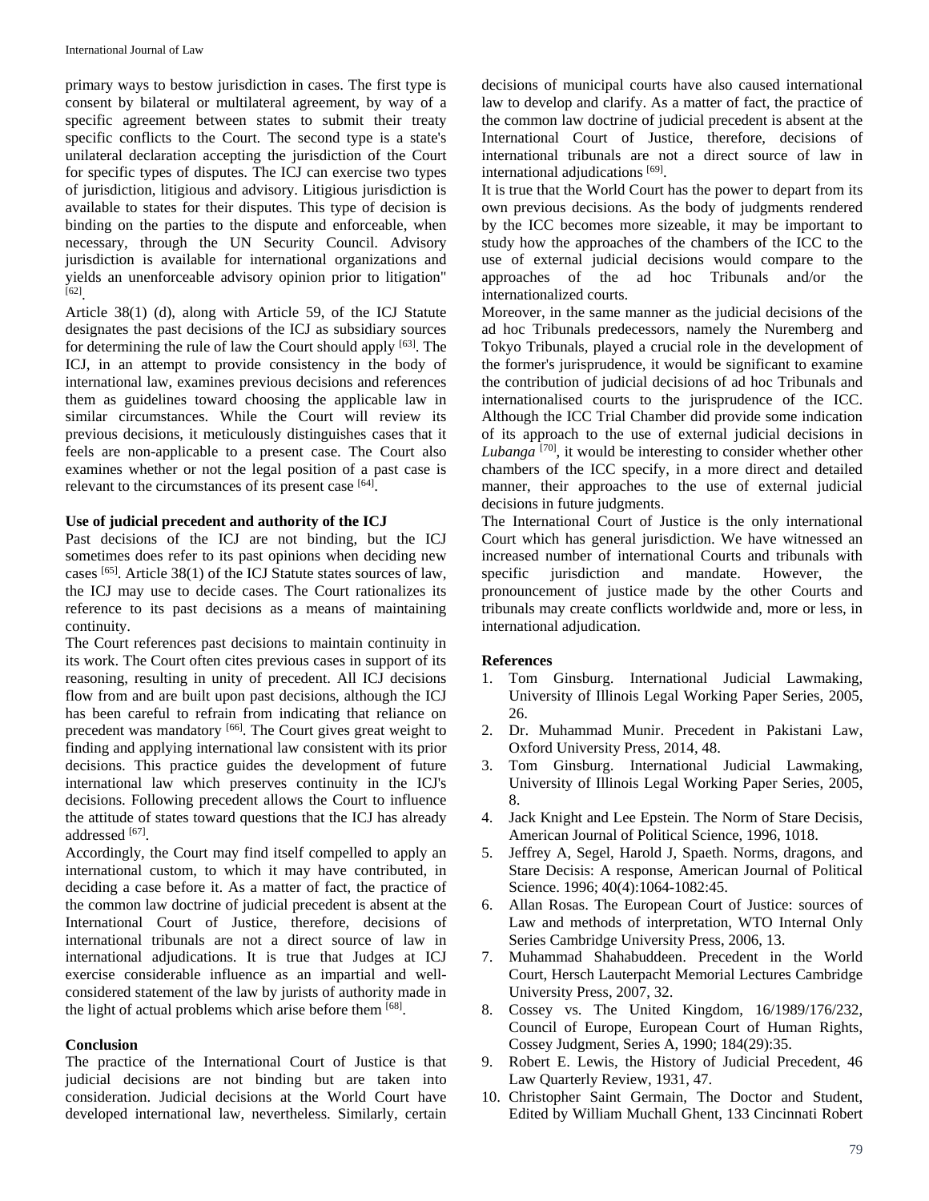primary ways to bestow jurisdiction in cases. The first type is consent by bilateral or multilateral agreement, by way of a specific agreement between states to submit their treaty specific conflicts to the Court. The second type is a state's unilateral declaration accepting the jurisdiction of the Court for specific types of disputes. The ICJ can exercise two types of jurisdiction, litigious and advisory. Litigious jurisdiction is available to states for their disputes. This type of decision is binding on the parties to the dispute and enforceable, when necessary, through the UN Security Council. Advisory jurisdiction is available for international organizations and yields an unenforceable advisory opinion prior to litigation" [62].

Article 38(1) (d), along with Article 59, of the ICJ Statute designates the past decisions of the ICJ as subsidiary sources for determining the rule of law the Court should apply [63]. The ICJ, in an attempt to provide consistency in the body of international law, examines previous decisions and references them as guidelines toward choosing the applicable law in similar circumstances. While the Court will review its previous decisions, it meticulously distinguishes cases that it feels are non-applicable to a present case. The Court also examines whether or not the legal position of a past case is relevant to the circumstances of its present case [64].

### Use of judicial precedent and authority of the ICJ

Past decisions of the ICJ are not binding, but the ICJ sometimes does refer to its past opinions when deciding new cases [65]. Article 38(1) of the ICJ Statute states sources of law, the ICJ may use to decide cases. The Court rationalizes its reference to its past decisions as a means of maintaining continuity.

The Court references past decisions to maintain continuity in its work. The Court often cites previous cases in support of its reasoning, resulting in unity of precedent. All ICJ decisions flow from and are built upon past decisions, although the ICJ has been careful to refrain from indicating that reliance on precedent was mandatory [66]. The Court gives great weight to finding and applying international law consistent with its prior decisions. This practice guides the development of future international law which preserves continuity in the ICJ's decisions. Following precedent allows the Court to influence the attitude of states toward questions that the ICJ has already addressed [67].

Accordingly, the Court may find itself compelled to apply an international custom, to which it may have contributed, in deciding a case before it. As a matter of fact, the practice of the common law doctrine of judicial precedent is absent at the International Court of Justice, therefore, decisions of international tribunals are not a direct source of law in international adjudications. It is true that Judges at ICJ exercise considerable influence as an impartial and well-considered statement of the law by jurists of authority made in the light of actual problems which arise before them [68].

### Conclusion

The practice of the International Court of Justice is that judicial decisions are not binding but are taken into consideration. Judicial decisions at the World Court have developed international law, nevertheless. Similarly, certain decisions of municipal courts have also caused international law to develop and clarify. As a matter of fact, the practice of the common law doctrine of judicial precedent is absent at the International Court of Justice, therefore, decisions of international tribunals are not a direct source of law in international adjudications [69].

It is true that the World Court has the power to depart from its own previous decisions. As the body of judgments rendered by the ICC becomes more sizeable, it may be important to study how the approaches of the chambers of the ICC to the use of external judicial decisions would compare to the approaches of the ad hoc Tribunals and/or the internationalized courts.

Moreover, in the same manner as the judicial decisions of the ad hoc Tribunals predecessors, namely the Nuremberg and Tokyo Tribunals, played a crucial role in the development of the former's jurisprudence, it would be significant to examine the contribution of judicial decisions of ad hoc Tribunals and internationalised courts to the jurisprudence of the ICC. Although the ICC Trial Chamber did provide some indication of its approach to the use of external judicial decisions in *Lubanga* [70], it would be interesting to consider whether other chambers of the ICC specify, in a more direct and detailed manner, their approaches to the use of external judicial decisions in future judgments.

The International Court of Justice is the only international Court which has general jurisdiction. We have witnessed an increased number of international Courts and tribunals with specific jurisdiction and mandate. However, the pronouncement of justice made by the other Courts and tribunals may create conflicts worldwide and, more or less, in international adjudication.

### References

1. Tom Ginsburg. International Judicial Lawmaking, University of Illinois Legal Working Paper Series, 2005, 26.
2. Dr. Muhammad Munir. Precedent in Pakistani Law, Oxford University Press, 2014, 48.
3. Tom Ginsburg. International Judicial Lawmaking, University of Illinois Legal Working Paper Series, 2005, 8.
4. Jack Knight and Lee Epstein. The Norm of Stare Decisis, American Journal of Political Science, 1996, 1018.
5. Jeffrey A, Segel, Harold J, Spaeth. Norms, dragons, and Stare Decisis: A response, American Journal of Political Science. 1996; 40(4):1064-1082:45.
6. Allan Rosas. The European Court of Justice: sources of Law and methods of interpretation, WTO Internal Only Series Cambridge University Press, 2006, 13.
7. Muhammad Shahabuddeen. Precedent in the World Court, Hersch Lauterpacht Memorial Lectures Cambridge University Press, 2007, 32.
8. Cossey vs. The United Kingdom, 16/1989/176/232, Council of Europe, European Court of Human Rights, Cossey Judgment, Series A, 1990; 184(29):35.
9. Robert E. Lewis, the History of Judicial Precedent, 46 Law Quarterly Review, 1931, 47.
10. Christopher Saint Germain, The Doctor and Student, Edited by William Muchall Ghent, 133 Cincinnati Robert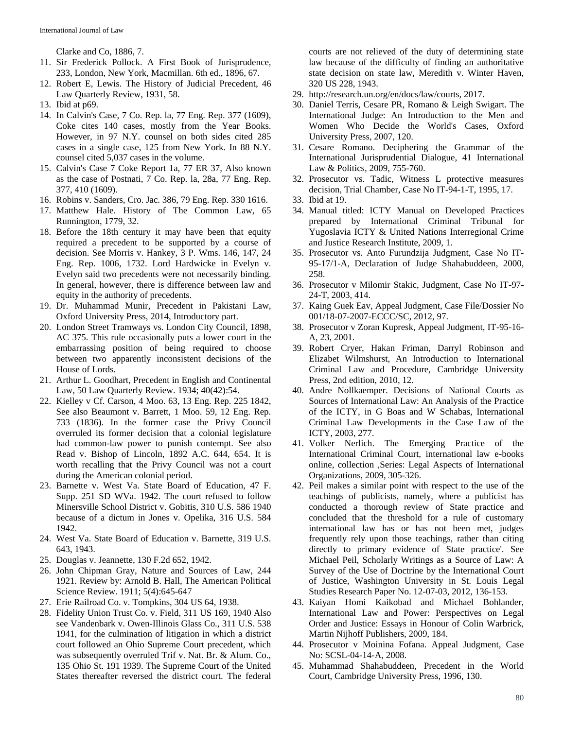Clarke and Co, 1886, 7.

11. Sir Frederick Pollock. A First Book of Jurisprudence, 233, London, New York, Macmillan. 6th ed., 1896, 67.
12. Robert E, Lewis. The History of Judicial Precedent, 46 Law Quarterly Review, 1931, 58.
13. Ibid at p69.
14. In Calvin's Case, 7 Co. Rep. la, 77 Eng. Rep. 377 (1609), Coke cites 140 cases, mostly from the Year Books. However, in 97 N.Y. counsel on both sides cited 285 cases in a single case, 125 from New York. In 88 N.Y. counsel cited 5,037 cases in the volume.
15. Calvin's Case 7 Coke Report 1a, 77 ER 37, Also known as the case of Postnati, 7 Co. Rep. la, 28a, 77 Eng. Rep. 377, 410 (1609).
16. Robins v. Sanders, Cro. Jac. 386, 79 Eng. Rep. 330 1616.
17. Matthew Hale. History of The Common Law, 65 Runnington, 1779, 32.
18. Before the 18th century it may have been that equity required a precedent to be supported by a course of decision. See Morris v. Hankey, 3 P. Wms. 146, 147, 24 Eng. Rep. 1006, 1732. Lord Hardwicke in Evelyn v. Evelyn said two precedents were not necessarily binding. In general, however, there is difference between law and equity in the authority of precedents.
19. Dr. Muhammad Munir, Precedent in Pakistani Law, Oxford University Press, 2014, Introductory part.
20. London Street Tramways vs. London City Council, 1898, AC 375. This rule occasionally puts a lower court in the embarrassing position of being required to choose between two apparently inconsistent decisions of the House of Lords.
21. Arthur L. Goodhart, Precedent in English and Continental Law, 50 Law Quarterly Review. 1934; 40(42):54.
22. Kielley v Cf. Carson, 4 Moo. 63, 13 Eng. Rep. 225 1842, See also Beaumont v. Barrett, 1 Moo. 59, 12 Eng. Rep. 733 (1836). In the former case the Privy Council overruled its former decision that a colonial legislature had common-law power to punish contempt. See also Read v. Bishop of Lincoln, 1892 A.C. 644, 654. It is worth recalling that the Privy Council was not a court during the American colonial period.
23. Barnette v. West Va. State Board of Education, 47 F. Supp. 251 SD WVa. 1942. The court refused to follow Minersville School District v. Gobitis, 310 U.S. 586 1940 because of a dictum in Jones v. Opelika, 316 U.S. 584 1942.
24. West Va. State Board of Education v. Barnette, 319 U.S. 643, 1943.
25. Douglas v. Jeannette, 130 F.2d 652, 1942.
26. John Chipman Gray, Nature and Sources of Law, 244 1921. Review by: Arnold B. Hall, The American Political Science Review. 1911; 5(4):645-647
27. Erie Railroad Co. v. Tompkins, 304 US 64, 1938.
28. Fidelity Union Trust Co. v. Field, 311 US 169, 1940 Also see Vandenbark v. Owen-Illinois Glass Co., 311 U.S. 538 1941, for the culmination of litigation in which a district court followed an Ohio Supreme Court precedent, which was subsequently overruled Trif v. Nat. Br. & Alum. Co., 135 Ohio St. 191 1939. The Supreme Court of the United States thereafter reversed the district court. The federal courts are not relieved of the duty of determining state law because of the difficulty of finding an authoritative state decision on state law, Meredith v. Winter Haven, 320 US 228, 1943.
29. http://research.un.org/en/docs/law/courts, 2017.
30. Daniel Terris, Cesare PR, Romano & Leigh Swigart. The International Judge: An Introduction to the Men and Women Who Decide the World's Cases, Oxford University Press, 2007, 120.
31. Cesare Romano. Deciphering the Grammar of the International Jurisprudential Dialogue, 41 International Law & Politics, 2009, 755-760.
32. Prosecutor vs. Tadic, Witness L protective measures decision, Trial Chamber, Case No IT-94-1-T, 1995, 17.
33. Ibid at 19.
34. Manual titled: ICTY Manual on Developed Practices prepared by International Criminal Tribunal for Yugoslavia ICTY & United Nations Interregional Crime and Justice Research Institute, 2009, 1.
35. Prosecutor vs. Anto Furundzija Judgment, Case No IT-95-17/1-A, Declaration of Judge Shahabuddeen, 2000, 258.
36. Prosecutor v Milomir Stakic, Judgment, Case No IT-97-24-T, 2003, 414.
37. Kaing Guek Eav, Appeal Judgment, Case File/Dossier No 001/18-07-2007-ECCC/SC, 2012, 97.
38. Prosecutor v Zoran Kupresk, Appeal Judgment, IT-95-16-A, 23, 2001.
39. Robert Cryer, Hakan Friman, Darryl Robinson and Elizabet Wilmshurst, An Introduction to International Criminal Law and Procedure, Cambridge University Press, 2nd edition, 2010, 12.
40. Andre Nollkaemper. Decisions of National Courts as Sources of International Law: An Analysis of the Practice of the ICTY, in G Boas and W Schabas, International Criminal Law Developments in the Case Law of the ICTY, 2003, 277.
41. Volker Nerlich. The Emerging Practice of the International Criminal Court, international law e-books online, collection ,Series: Legal Aspects of International Organizations, 2009, 305-326.
42. Peil makes a similar point with respect to the use of the teachings of publicists, namely, where a publicist has conducted a thorough review of State practice and concluded that the threshold for a rule of customary international law has or has not been met, judges frequently rely upon those teachings, rather than citing directly to primary evidence of State practice'. See Michael Peil, Scholarly Writings as a Source of Law: A Survey of the Use of Doctrine by the International Court of Justice, Washington University in St. Louis Legal Studies Research Paper No. 12-07-03, 2012, 136-153.
43. Kaiyan Homi Kaikobad and Michael Bohlander, International Law and Power: Perspectives on Legal Order and Justice: Essays in Honour of Colin Warbrick, Martin Nijhoff Publishers, 2009, 184.
44. Prosecutor v Moinina Fofana. Appeal Judgment, Case No: SCSL-04-14-A, 2008.
45. Muhammad Shahabuddeen, Precedent in the World Court, Cambridge University Press, 1996, 130.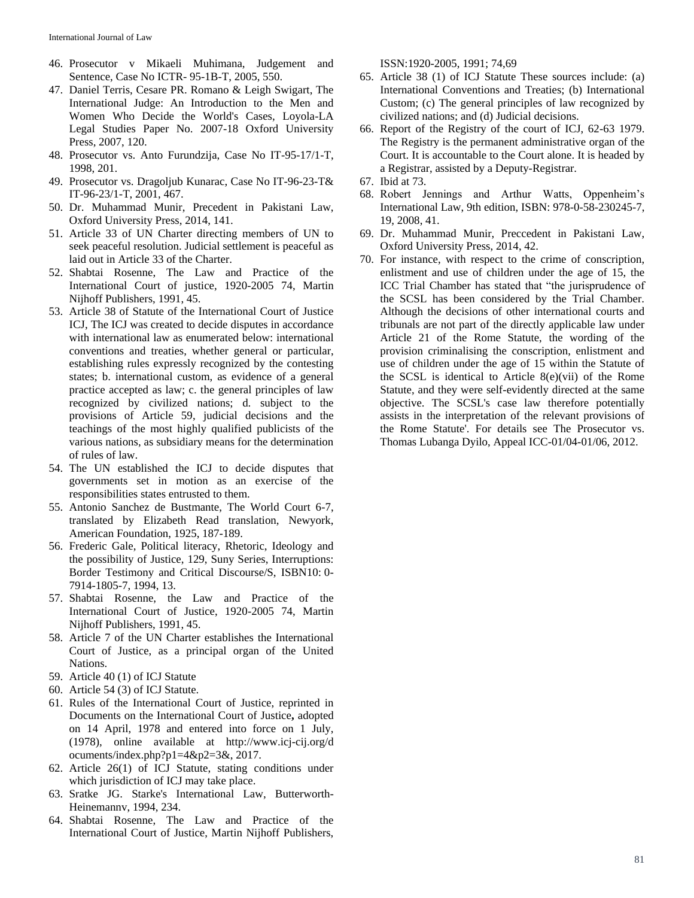46. Prosecutor v Mikaeli Muhimana, Judgement and Sentence, Case No ICTR- 95-1B-T, 2005, 550.
47. Daniel Terris, Cesare PR. Romano & Leigh Swigart, The International Judge: An Introduction to the Men and Women Who Decide the World's Cases, Loyola-LA Legal Studies Paper No. 2007-18 Oxford University Press, 2007, 120.
48. Prosecutor vs. Anto Furundzija, Case No IT-95-17/1-T, 1998, 201.
49. Prosecutor vs. Dragoljub Kunarac, Case No IT-96-23-T& IT-96-23/1-T, 2001, 467.
50. Dr. Muhammad Munir, Precedent in Pakistani Law, Oxford University Press, 2014, 141.
51. Article 33 of UN Charter directing members of UN to seek peaceful resolution. Judicial settlement is peaceful as laid out in Article 33 of the Charter.
52. Shabtai Rosenne, The Law and Practice of the International Court of justice, 1920-2005 74, Martin Nijhoff Publishers, 1991, 45.
53. Article 38 of Statute of the International Court of Justice ICJ, The ICJ was created to decide disputes in accordance with international law as enumerated below: international conventions and treaties, whether general or particular, establishing rules expressly recognized by the contesting states; b. international custom, as evidence of a general practice accepted as law; c. the general principles of law recognized by civilized nations; d. subject to the provisions of Article 59, judicial decisions and the teachings of the most highly qualified publicists of the various nations, as subsidiary means for the determination of rules of law.
54. The UN established the ICJ to decide disputes that governments set in motion as an exercise of the responsibilities states entrusted to them.
55. Antonio Sanchez de Bustmante, The World Court 6-7, translated by Elizabeth Read translation, Newyork, American Foundation, 1925, 187-189.
56. Frederic Gale, Political literacy, Rhetoric, Ideology and the possibility of Justice, 129, Suny Series, Interruptions: Border Testimony and Critical Discourse/S, ISBN10: 0-7914-1805-7, 1994, 13.
57. Shabtai Rosenne, the Law and Practice of the International Court of Justice, 1920-2005 74, Martin Nijhoff Publishers, 1991, 45.
58. Article 7 of the UN Charter establishes the International Court of Justice, as a principal organ of the United Nations.
59. Article 40 (1) of ICJ Statute
60. Article 54 (3) of ICJ Statute.
61. Rules of the International Court of Justice, reprinted in Documents on the International Court of Justice**,** adopted on 14 April, 1978 and entered into force on 1 July, (1978), online available at http://www.icj-cij.org/documents/index.php?p1=4&p2=3&, 2017.
62. Article 26(1) of ICJ Statute, stating conditions under which jurisdiction of ICJ may take place.
63. Sratke JG. Starke's International Law, Butterworth-Heinemannv, 1994, 234.
64. Shabtai Rosenne, The Law and Practice of the International Court of Justice, Martin Nijhoff Publishers, ISSN:1920-2005, 1991; 74,69
65. Article 38 (1) of ICJ Statute These sources include: (a) International Conventions and Treaties; (b) International Custom; (c) The general principles of law recognized by civilized nations; and (d) Judicial decisions.
66. Report of the Registry of the court of ICJ, 62-63 1979. The Registry is the permanent administrative organ of the Court. It is accountable to the Court alone. It is headed by a Registrar, assisted by a Deputy-Registrar.
67. Ibid at 73.
68. Robert Jennings and Arthur Watts, Oppenheim's International Law, 9th edition, ISBN: 978-0-58-230245-7, 19, 2008, 41.
69. Dr. Muhammad Munir, Preccedent in Pakistani Law, Oxford University Press, 2014, 42.
70. For instance, with respect to the crime of conscription, enlistment and use of children under the age of 15, the ICC Trial Chamber has stated that "the jurisprudence of the SCSL has been considered by the Trial Chamber. Although the decisions of other international courts and tribunals are not part of the directly applicable law under Article 21 of the Rome Statute, the wording of the provision criminalising the conscription, enlistment and use of children under the age of 15 within the Statute of the SCSL is identical to Article 8(e)(vii) of the Rome Statute, and they were self-evidently directed at the same objective. The SCSL's case law therefore potentially assists in the interpretation of the relevant provisions of the Rome Statute'. For details see The Prosecutor vs. Thomas Lubanga Dyilo, Appeal ICC-01/04-01/06, 2012.